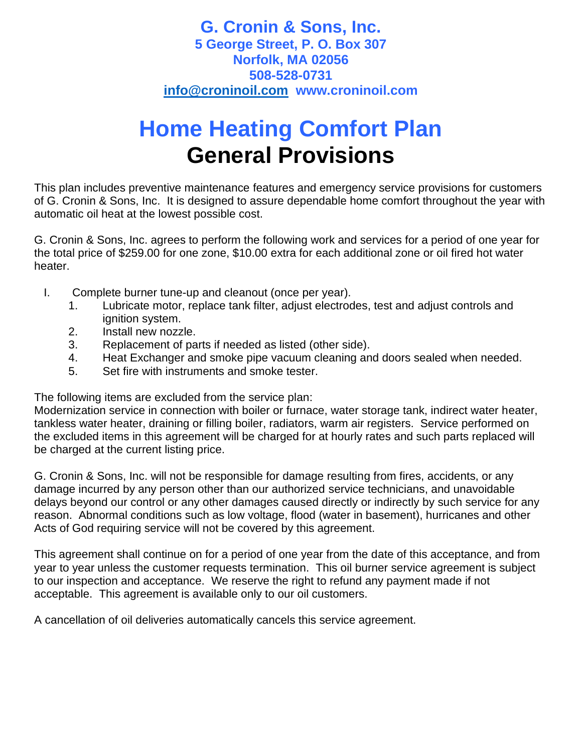**G. Cronin & Sons, Inc.**
**5 George Street, P. O. Box 307**
**Norfolk, MA 02056**
**508-528-0731**
**info@croninoil.com www.croninoil.com**

# Home Heating Comfort Plan
# General Provisions

This plan includes preventive maintenance features and emergency service provisions for customers of G. Cronin & Sons, Inc. It is designed to assure dependable home comfort throughout the year with automatic oil heat at the lowest possible cost.

G. Cronin & Sons, Inc. agrees to perform the following work and services for a period of one year for the total price of $259.00 for one zone, $10.00 extra for each additional zone or oil fired hot water heater.

I. Complete burner tune-up and cleanout (once per year).
   1. Lubricate motor, replace tank filter, adjust electrodes, test and adjust controls and ignition system.
   2. Install new nozzle.
   3. Replacement of parts if needed as listed (other side).
   4. Heat Exchanger and smoke pipe vacuum cleaning and doors sealed when needed.
   5. Set fire with instruments and smoke tester.

The following items are excluded from the service plan:
Modernization service in connection with boiler or furnace, water storage tank, indirect water heater, tankless water heater, draining or filling boiler, radiators, warm air registers. Service performed on the excluded items in this agreement will be charged for at hourly rates and such parts replaced will be charged at the current listing price.

G. Cronin & Sons, Inc. will not be responsible for damage resulting from fires, accidents, or any damage incurred by any person other than our authorized service technicians, and unavoidable delays beyond our control or any other damages caused directly or indirectly by such service for any reason. Abnormal conditions such as low voltage, flood (water in basement), hurricanes and other Acts of God requiring service will not be covered by this agreement.

This agreement shall continue on for a period of one year from the date of this acceptance, and from year to year unless the customer requests termination. This oil burner service agreement is subject to our inspection and acceptance. We reserve the right to refund any payment made if not acceptable. This agreement is available only to our oil customers.

A cancellation of oil deliveries automatically cancels this service agreement.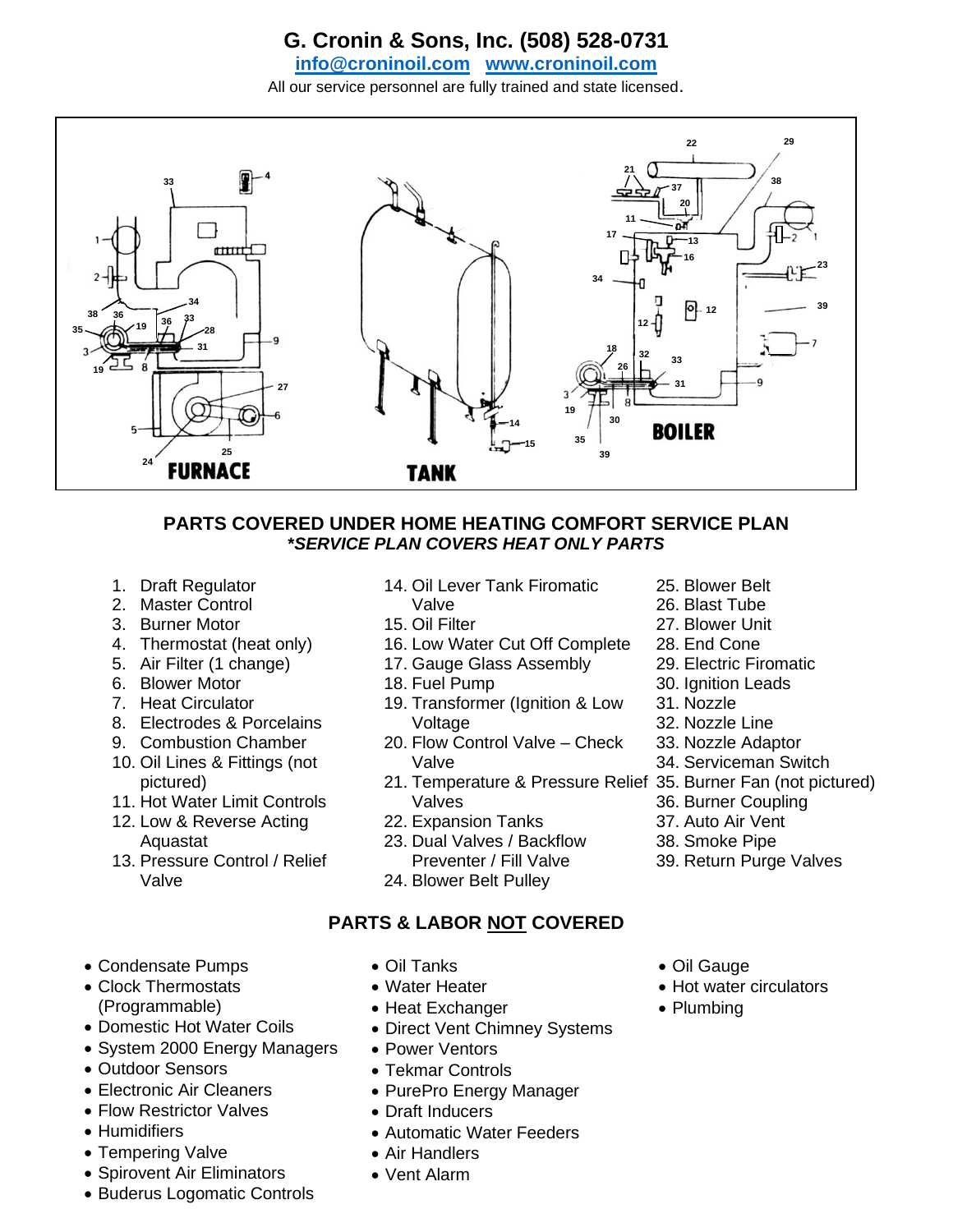# G. Cronin & Sons, Inc. (508) 528-0731

info@croninoil.com   www.croninoil.com

All our service personnel are fully trained and state licensed.

FURNACE

TANK

BOILER

## PARTS COVERED UNDER HOME HEATING COMFORT SERVICE PLAN

***SERVICE PLAN COVERS HEAT ONLY PARTS**

1. Draft Regulator
2. Master Control
3. Burner Motor
4. Thermostat (heat only)
5. Air Filter (1 change)
6. Blower Motor
7. Heat Circulator
8. Electrodes & Porcelains
9. Combustion Chamber
10. Oil Lines & Fittings (not pictured)
11. Hot Water Limit Controls
12. Low & Reverse Acting Aquastat
13. Pressure Control / Relief Valve
14. Oil Lever Tank Firomatic Valve
15. Oil Filter
16. Low Water Cut Off Complete
17. Gauge Glass Assembly
18. Fuel Pump
19. Transformer (Ignition & Low Voltage
20. Flow Control Valve – Check Valve
21. Temperature & Pressure Relief Valves
22. Expansion Tanks
23. Dual Valves / Backflow Preventer / Fill Valve
24. Blower Belt Pulley
25. Blower Belt
26. Blast Tube
27. Blower Unit
28. End Cone
29. Electric Firomatic
30. Ignition Leads
31. Nozzle
32. Nozzle Line
33. Nozzle Adaptor
34. Serviceman Switch
35. Burner Fan (not pictured)
36. Burner Coupling
37. Auto Air Vent
38. Smoke Pipe
39. Return Purge Valves

## PARTS & LABOR NOT COVERED

- Condensate Pumps
- Clock Thermostats (Programmable)
- Domestic Hot Water Coils
- System 2000 Energy Managers
- Outdoor Sensors
- Electronic Air Cleaners
- Flow Restrictor Valves
- Humidifiers
- Tempering Valve
- Spirovent Air Eliminators
- Buderus Logomatic Controls
- Oil Tanks
- Water Heater
- Heat Exchanger
- Direct Vent Chimney Systems
- Power Ventors
- Tekmar Controls
- PurePro Energy Manager
- Draft Inducers
- Automatic Water Feeders
- Air Handlers
- Vent Alarm
- Oil Gauge
- Hot water circulators
- Plumbing